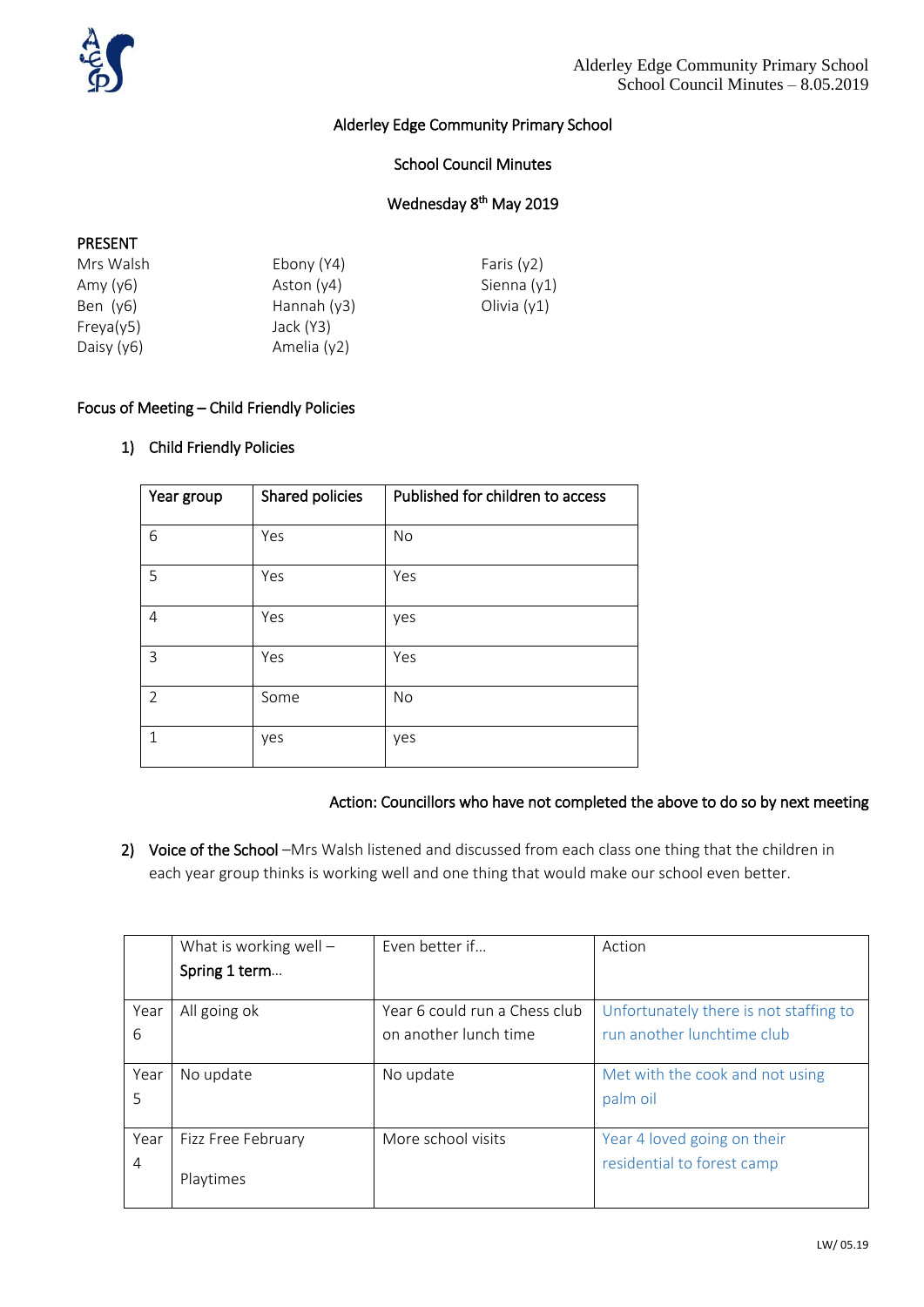# Alderley Edge Community Primary School

## School Council Minutes

### Wednesday 8th May 2019

**PRESENT**

Mrs Walsh
Amy (y6)
Ben (y6)
Freya(y5)
Daisy (y6)
Ebony (Y4)
Aston (y4)
Hannah (y3)
Jack (Y3)
Amelia (y2)
Faris (y2)
Sienna (y1)
Olivia (y1)

**Focus of Meeting – Child Friendly Policies**

1) **Child Friendly Policies**

| Year group | Shared policies | Published for children to access |
|---|---|---|
| 6 | Yes | No |
| 5 | Yes | Yes |
| 4 | Yes | yes |
| 3 | Yes | Yes |
| 2 | Some | No |
| 1 | yes | yes |

**Action: Councillors who have not completed the above to do so by next meeting**

2) **Voice of the School** –Mrs Walsh listened and discussed from each class one thing that the children in each year group thinks is working well and one thing that would make our school even better.

| | What is working well – **Spring 1 term**… | Even better if… | Action |
|---|---|---|---|
| Year 6 | All going ok | Year 6 could run a Chess club on another lunch time | Unfortunately there is not staffing to run another lunchtime club |
| Year 5 | No update | No update | Met with the cook and not using palm oil |
| Year 4 | Fizz Free February<br><br>Playtimes | More school visits | Year 4 loved going on their residential to forest camp |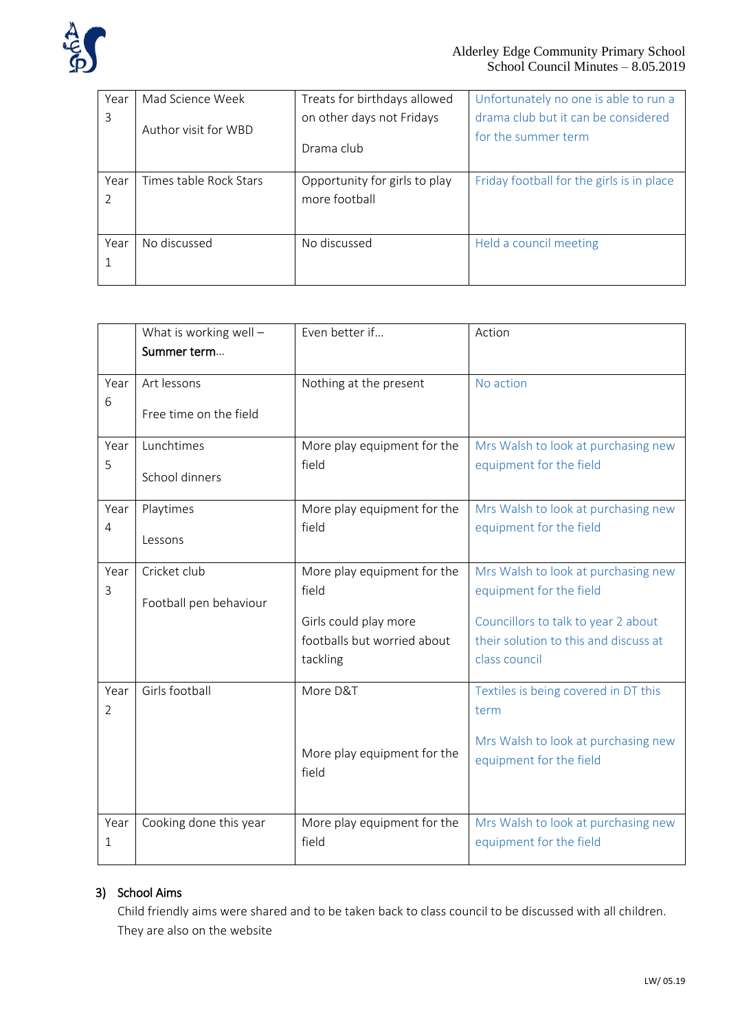| | | | |
|---|---|---|---|
| Year 3 | Mad Science Week<br><br>Author visit for WBD | Treats for birthdays allowed on other days not Fridays<br><br>Drama club | Unfortunately no one is able to run a drama club but it can be considered for the summer term |
| Year 2 | Times table Rock Stars | Opportunity for girls to play more football | Friday football for the girls is in place |
| Year 1 | No discussed | No discussed | Held a council meeting |

| | What is working well – **Summer term**… | Even better if… | Action |
|---|---|---|---|
| Year 6 | Art lessons<br><br>Free time on the field | Nothing at the present | No action |
| Year 5 | Lunchtimes<br><br>School dinners | More play equipment for the field | Mrs Walsh to look at purchasing new equipment for the field |
| Year 4 | Playtimes<br><br>Lessons | More play equipment for the field | Mrs Walsh to look at purchasing new equipment for the field |
| Year 3 | Cricket club<br><br>Football pen behaviour | More play equipment for the field<br><br>Girls could play more footballs but worried about tackling | Mrs Walsh to look at purchasing new equipment for the field<br><br>Councillors to talk to year 2 about their solution to this and discuss at class council |
| Year 2 | Girls football | More D&T<br><br>More play equipment for the field | Textiles is being covered in DT this term<br><br>Mrs Walsh to look at purchasing new equipment for the field |
| Year 1 | Cooking done this year | More play equipment for the field | Mrs Walsh to look at purchasing new equipment for the field |

### 3) School Aims

Child friendly aims were shared and to be taken back to class council to be discussed with all children. They are also on the website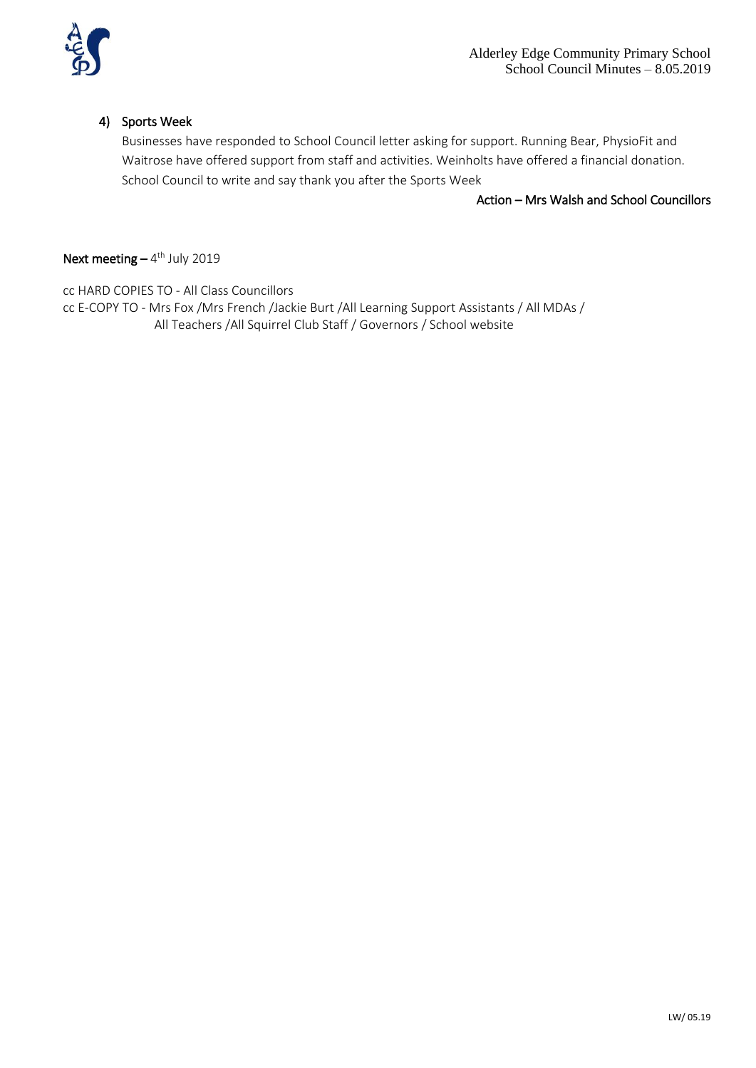4) Sports Week

Businesses have responded to School Council letter asking for support. Running Bear, PhysioFit and Waitrose have offered support from staff and activities. Weinholts have offered a financial donation. School Council to write and say thank you after the Sports Week

**Action – Mrs Walsh and School Councillors**

**Next meeting –** 4th July 2019

cc HARD COPIES TO - All Class Councillors
cc E-COPY TO - Mrs Fox /Mrs French /Jackie Burt /All Learning Support Assistants / All MDAs / All Teachers /All Squirrel Club Staff / Governors / School website